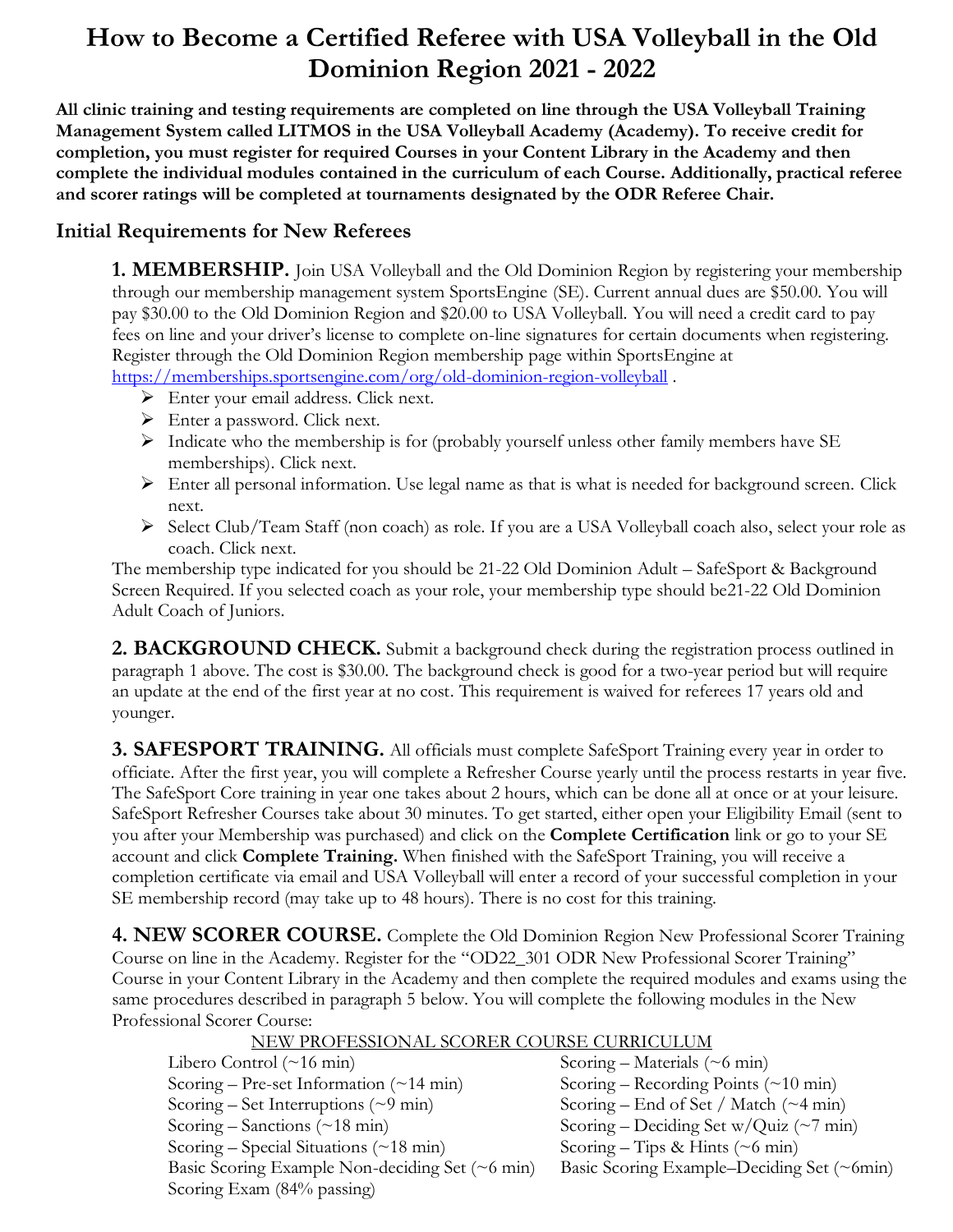# How to Become a Certified Referee with USA Volleyball in the Old Dominion Region 2021 - 2022

**All clinic training and testing requirements are completed on line through the USA Volleyball Training Management System called LITMOS in the USA Volleyball Academy (Academy). To receive credit for completion, you must register for required Courses in your Content Library in the Academy and then complete the individual modules contained in the curriculum of each Course. Additionally, practical referee and scorer ratings will be completed at tournaments designated by the ODR Referee Chair.**

## Initial Requirements for New Referees

**1. MEMBERSHIP.** Join USA Volleyball and the Old Dominion Region by registering your membership through our membership management system SportsEngine (SE). Current annual dues are $50.00. You will pay $30.00 to the Old Dominion Region and $20.00 to USA Volleyball. You will need a credit card to pay fees on line and your driver's license to complete on-line signatures for certain documents when registering. Register through the Old Dominion Region membership page within SportsEngine at https://memberships.sportsengine.com/org/old-dominion-region-volleyball .

- Enter your email address. Click next.
- Enter a password. Click next.
- Indicate who the membership is for (probably yourself unless other family members have SE memberships). Click next.
- Enter all personal information. Use legal name as that is what is needed for background screen. Click next.
- Select Club/Team Staff (non coach) as role. If you are a USA Volleyball coach also, select your role as coach. Click next.

The membership type indicated for you should be 21-22 Old Dominion Adult – SafeSport & Background Screen Required. If you selected coach as your role, your membership type should be21-22 Old Dominion Adult Coach of Juniors.

**2. BACKGROUND CHECK.** Submit a background check during the registration process outlined in paragraph 1 above. The cost is $30.00. The background check is good for a two-year period but will require an update at the end of the first year at no cost. This requirement is waived for referees 17 years old and younger.

**3. SAFESPORT TRAINING.** All officials must complete SafeSport Training every year in order to officiate. After the first year, you will complete a Refresher Course yearly until the process restarts in year five. The SafeSport Core training in year one takes about 2 hours, which can be done all at once or at your leisure. SafeSport Refresher Courses take about 30 minutes. To get started, either open your Eligibility Email (sent to you after your Membership was purchased) and click on the **Complete Certification** link or go to your SE account and click **Complete Training.** When finished with the SafeSport Training, you will receive a completion certificate via email and USA Volleyball will enter a record of your successful completion in your SE membership record (may take up to 48 hours). There is no cost for this training.

**4. NEW SCORER COURSE.** Complete the Old Dominion Region New Professional Scorer Training Course on line in the Academy. Register for the "OD22_301 ODR New Professional Scorer Training" Course in your Content Library in the Academy and then complete the required modules and exams using the same procedures described in paragraph 5 below. You will complete the following modules in the New Professional Scorer Course:

NEW PROFESSIONAL SCORER COURSE CURRICULUM

- Libero Control (~16 min)
- Scoring – Materials (~6 min)
- Scoring – Pre-set Information (~14 min)
- Scoring – Recording Points (~10 min)
- Scoring – Set Interruptions (~9 min)
- Scoring – End of Set / Match (~4 min)
- Scoring – Sanctions (~18 min)
- Scoring – Deciding Set w/Quiz (~7 min)
- Scoring – Special Situations (~18 min)
- Scoring – Tips & Hints (~6 min)
- Basic Scoring Example Non-deciding Set (~6 min)
- Basic Scoring Example–Deciding Set (~6min)
- Scoring Exam (84% passing)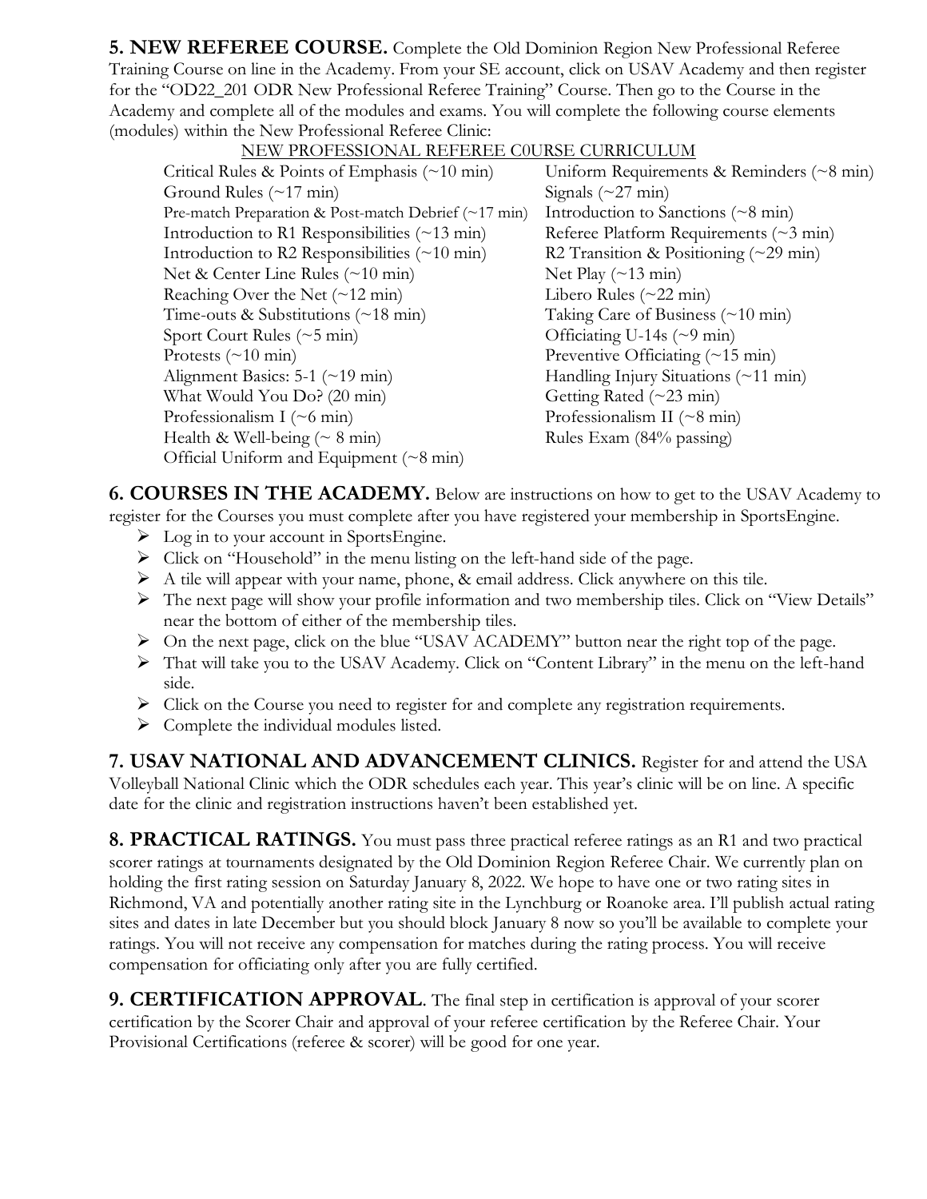**5. NEW REFEREE COURSE.** Complete the Old Dominion Region New Professional Referee Training Course on line in the Academy. From your SE account, click on USAV Academy and then register for the "OD22_201 ODR New Professional Referee Training" Course. Then go to the Course in the Academy and complete all of the modules and exams. You will complete the following course elements (modules) within the New Professional Referee Clinic:

<u>NEW PROFESSIONAL REFEREE C0URSE CURRICULUM</u>

- Critical Rules & Points of Emphasis (~10 min)
- Ground Rules (~17 min)
- Pre-match Preparation & Post-match Debrief (~17 min)
- Introduction to R1 Responsibilities (~13 min)
- Introduction to R2 Responsibilities (~10 min)
- Net & Center Line Rules (~10 min)
- Reaching Over the Net (~12 min)
- Time-outs & Substitutions (~18 min)
- Sport Court Rules (~5 min)
- Protests (~10 min)
- Alignment Basics: 5-1 (~19 min)
- What Would You Do? (20 min)
- Professionalism I (~6 min)
- Health & Well-being (~ 8 min)
- Official Uniform and Equipment (~8 min)
- Uniform Requirements & Reminders (~8 min)
- Signals (~27 min)
- Introduction to Sanctions (~8 min)
- Referee Platform Requirements (~3 min)
- R2 Transition & Positioning (~29 min)
- Net Play (~13 min)
- Libero Rules (~22 min)
- Taking Care of Business (~10 min)
- Officiating U-14s (~9 min)
- Preventive Officiating (~15 min)
- Handling Injury Situations (~11 min)
- Getting Rated (~23 min)
- Professionalism II (~8 min)
- Rules Exam (84% passing)

**6. COURSES IN THE ACADEMY.** Below are instructions on how to get to the USAV Academy to register for the Courses you must complete after you have registered your membership in SportsEngine.

- Log in to your account in SportsEngine.
- Click on "Household" in the menu listing on the left-hand side of the page.
- A tile will appear with your name, phone, & email address. Click anywhere on this tile.
- The next page will show your profile information and two membership tiles. Click on "View Details" near the bottom of either of the membership tiles.
- On the next page, click on the blue "USAV ACADEMY" button near the right top of the page.
- That will take you to the USAV Academy. Click on "Content Library" in the menu on the left-hand side.
- Click on the Course you need to register for and complete any registration requirements.
- Complete the individual modules listed.

**7. USAV NATIONAL AND ADVANCEMENT CLINICS.** Register for and attend the USA Volleyball National Clinic which the ODR schedules each year. This year's clinic will be on line. A specific date for the clinic and registration instructions haven't been established yet.

**8. PRACTICAL RATINGS.** You must pass three practical referee ratings as an R1 and two practical scorer ratings at tournaments designated by the Old Dominion Region Referee Chair. We currently plan on holding the first rating session on Saturday January 8, 2022. We hope to have one or two rating sites in Richmond, VA and potentially another rating site in the Lynchburg or Roanoke area. I'll publish actual rating sites and dates in late December but you should block January 8 now so you'll be available to complete your ratings. You will not receive any compensation for matches during the rating process. You will receive compensation for officiating only after you are fully certified.

**9. CERTIFICATION APPROVAL**. The final step in certification is approval of your scorer certification by the Scorer Chair and approval of your referee certification by the Referee Chair. Your Provisional Certifications (referee & scorer) will be good for one year.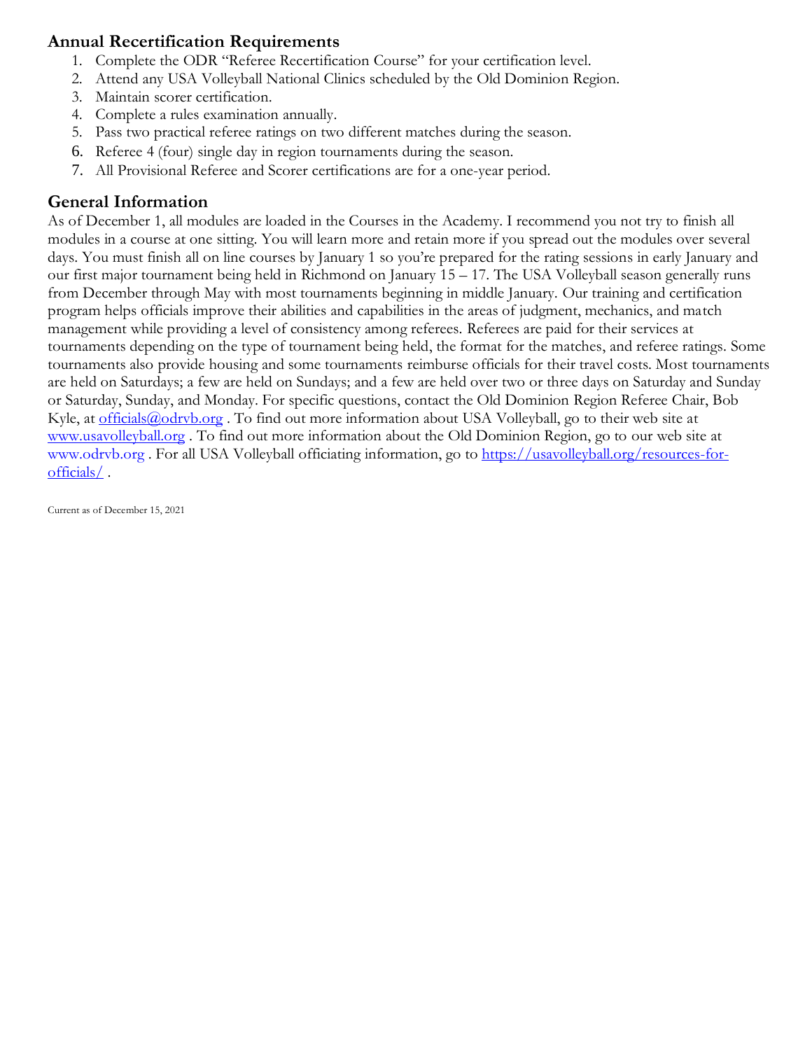## Annual Recertification Requirements

1. Complete the ODR "Referee Recertification Course" for your certification level.
2. Attend any USA Volleyball National Clinics scheduled by the Old Dominion Region.
3. Maintain scorer certification.
4. Complete a rules examination annually.
5. Pass two practical referee ratings on two different matches during the season.
6. Referee 4 (four) single day in region tournaments during the season.
7. All Provisional Referee and Scorer certifications are for a one-year period.

## General Information

As of December 1, all modules are loaded in the Courses in the Academy. I recommend you not try to finish all modules in a course at one sitting. You will learn more and retain more if you spread out the modules over several days. You must finish all on line courses by January 1 so you're prepared for the rating sessions in early January and our first major tournament being held in Richmond on January 15 – 17. The USA Volleyball season generally runs from December through May with most tournaments beginning in middle January. Our training and certification program helps officials improve their abilities and capabilities in the areas of judgment, mechanics, and match management while providing a level of consistency among referees. Referees are paid for their services at tournaments depending on the type of tournament being held, the format for the matches, and referee ratings. Some tournaments also provide housing and some tournaments reimburse officials for their travel costs. Most tournaments are held on Saturdays; a few are held on Sundays; and a few are held over two or three days on Saturday and Sunday or Saturday, Sunday, and Monday. For specific questions, contact the Old Dominion Region Referee Chair, Bob Kyle, at officials@odrvb.org . To find out more information about USA Volleyball, go to their web site at www.usavolleyball.org . To find out more information about the Old Dominion Region, go to our web site at www.odrvb.org . For all USA Volleyball officiating information, go to https://usavolleyball.org/resources-for-officials/ .

Current as of December 15, 2021